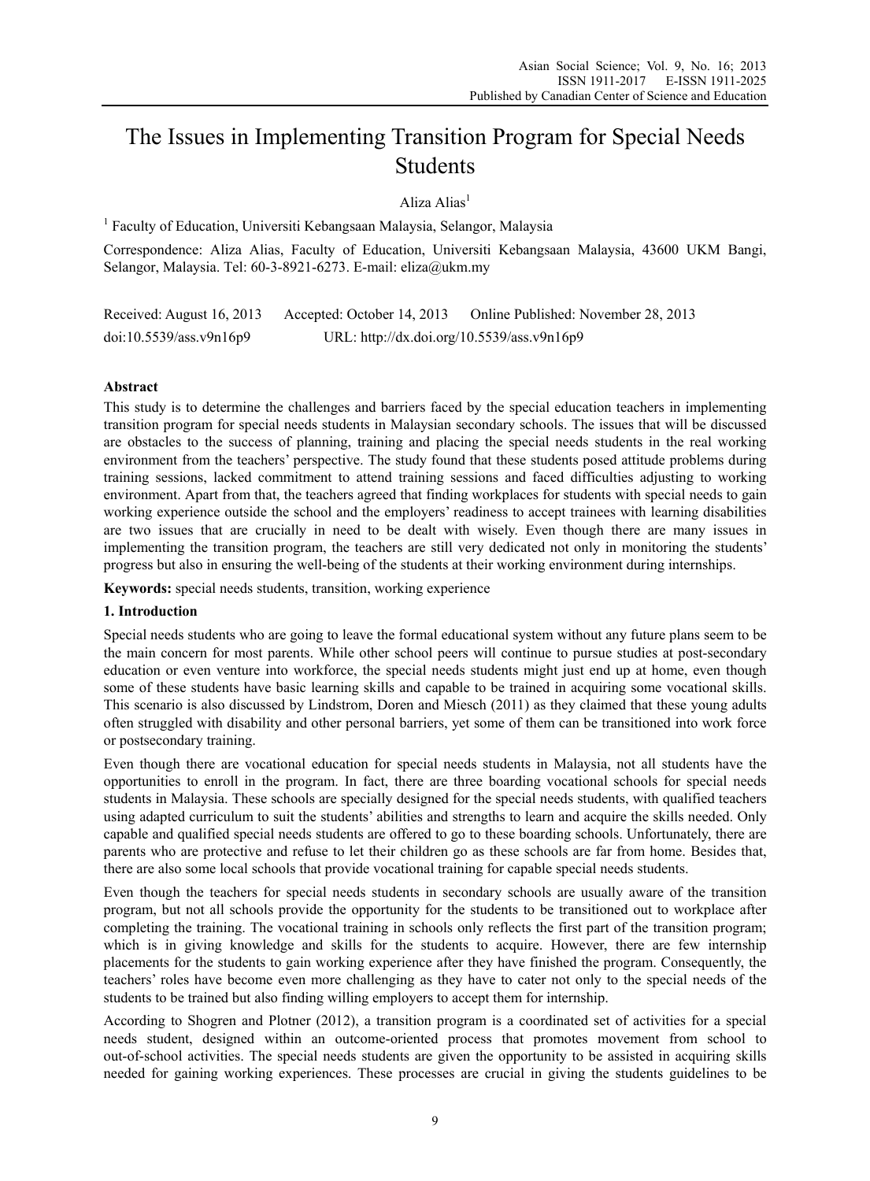# The Issues in Implementing Transition Program for Special Needs Students

Aliza Alias[1]

[1] Faculty of Education, Universiti Kebangsaan Malaysia, Selangor, Malaysia

Correspondence: Aliza Alias, Faculty of Education, Universiti Kebangsaan Malaysia, 43600 UKM Bangi, Selangor, Malaysia. Tel: 60-3-8921-6273. E-mail: eliza@ukm.my

Received: August 16, 2013 Accepted: October 14, 2013 Online Published: November 28, 2013

doi:10.5539/ass.v9n16p9 URL: http://dx.doi.org/10.5539/ass.v9n16p9

## Abstract

This study is to determine the challenges and barriers faced by the special education teachers in implementing transition program for special needs students in Malaysian secondary schools. The issues that will be discussed are obstacles to the success of planning, training and placing the special needs students in the real working environment from the teachers' perspective. The study found that these students posed attitude problems during training sessions, lacked commitment to attend training sessions and faced difficulties adjusting to working environment. Apart from that, the teachers agreed that finding workplaces for students with special needs to gain working experience outside the school and the employers' readiness to accept trainees with learning disabilities are two issues that are crucially in need to be dealt with wisely. Even though there are many issues in implementing the transition program, the teachers are still very dedicated not only in monitoring the students' progress but also in ensuring the well-being of the students at their working environment during internships.

**Keywords:** special needs students, transition, working experience

## 1. Introduction

Special needs students who are going to leave the formal educational system without any future plans seem to be the main concern for most parents. While other school peers will continue to pursue studies at post-secondary education or even venture into workforce, the special needs students might just end up at home, even though some of these students have basic learning skills and capable to be trained in acquiring some vocational skills. This scenario is also discussed by Lindstrom, Doren and Miesch (2011) as they claimed that these young adults often struggled with disability and other personal barriers, yet some of them can be transitioned into work force or postsecondary training.

Even though there are vocational education for special needs students in Malaysia, not all students have the opportunities to enroll in the program. In fact, there are three boarding vocational schools for special needs students in Malaysia. These schools are specially designed for the special needs students, with qualified teachers using adapted curriculum to suit the students' abilities and strengths to learn and acquire the skills needed. Only capable and qualified special needs students are offered to go to these boarding schools. Unfortunately, there are parents who are protective and refuse to let their children go as these schools are far from home. Besides that, there are also some local schools that provide vocational training for capable special needs students.

Even though the teachers for special needs students in secondary schools are usually aware of the transition program, but not all schools provide the opportunity for the students to be transitioned out to workplace after completing the training. The vocational training in schools only reflects the first part of the transition program; which is in giving knowledge and skills for the students to acquire. However, there are few internship placements for the students to gain working experience after they have finished the program. Consequently, the teachers' roles have become even more challenging as they have to cater not only to the special needs of the students to be trained but also finding willing employers to accept them for internship.

According to Shogren and Plotner (2012), a transition program is a coordinated set of activities for a special needs student, designed within an outcome-oriented process that promotes movement from school to out-of-school activities. The special needs students are given the opportunity to be assisted in acquiring skills needed for gaining working experiences. These processes are crucial in giving the students guidelines to be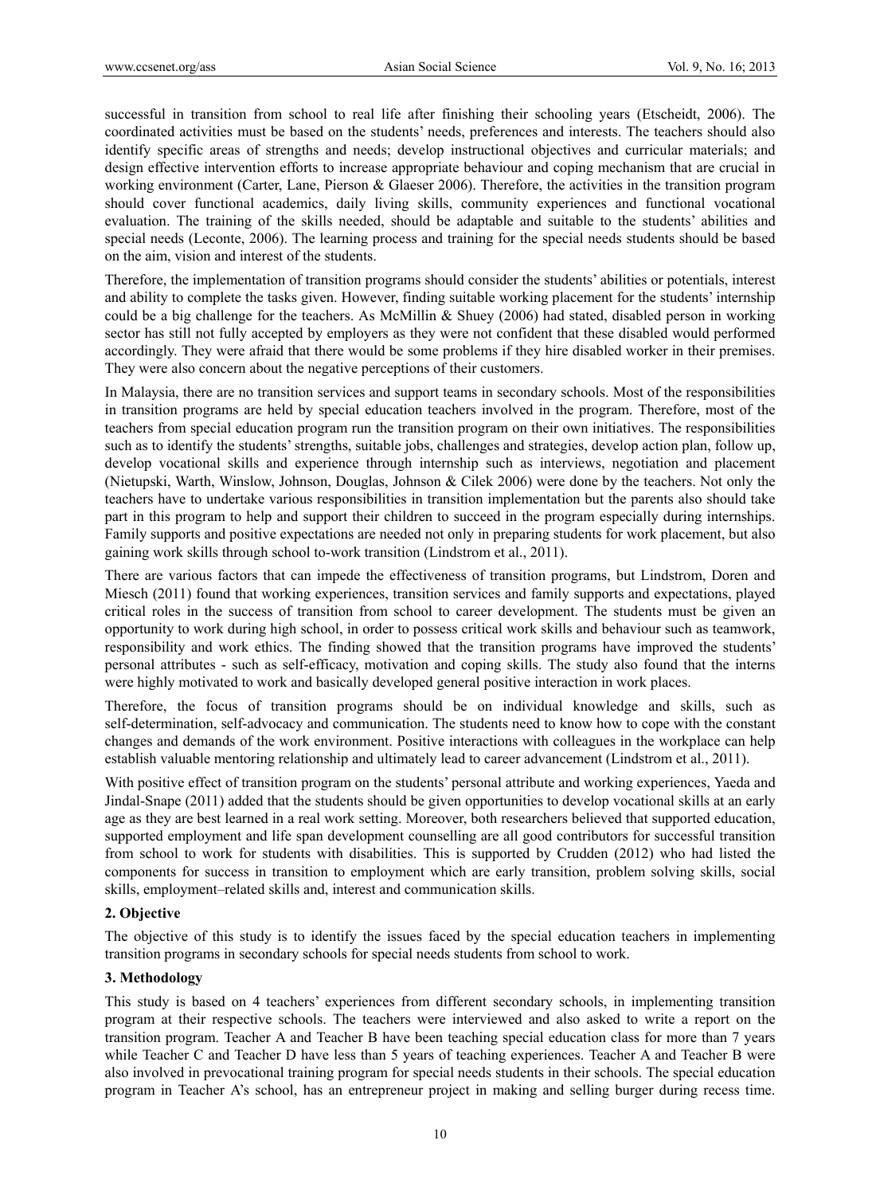successful in transition from school to real life after finishing their schooling years (Etscheidt, 2006). The coordinated activities must be based on the students' needs, preferences and interests. The teachers should also identify specific areas of strengths and needs; develop instructional objectives and curricular materials; and design effective intervention efforts to increase appropriate behaviour and coping mechanism that are crucial in working environment (Carter, Lane, Pierson & Glaeser 2006). Therefore, the activities in the transition program should cover functional academics, daily living skills, community experiences and functional vocational evaluation. The training of the skills needed, should be adaptable and suitable to the students' abilities and special needs (Leconte, 2006). The learning process and training for the special needs students should be based on the aim, vision and interest of the students.

Therefore, the implementation of transition programs should consider the students' abilities or potentials, interest and ability to complete the tasks given. However, finding suitable working placement for the students' internship could be a big challenge for the teachers. As McMillin & Shuey (2006) had stated, disabled person in working sector has still not fully accepted by employers as they were not confident that these disabled would performed accordingly. They were afraid that there would be some problems if they hire disabled worker in their premises. They were also concern about the negative perceptions of their customers.

In Malaysia, there are no transition services and support teams in secondary schools. Most of the responsibilities in transition programs are held by special education teachers involved in the program. Therefore, most of the teachers from special education program run the transition program on their own initiatives. The responsibilities such as to identify the students' strengths, suitable jobs, challenges and strategies, develop action plan, follow up, develop vocational skills and experience through internship such as interviews, negotiation and placement (Nietupski, Warth, Winslow, Johnson, Douglas, Johnson & Cilek 2006) were done by the teachers. Not only the teachers have to undertake various responsibilities in transition implementation but the parents also should take part in this program to help and support their children to succeed in the program especially during internships. Family supports and positive expectations are needed not only in preparing students for work placement, but also gaining work skills through school to-work transition (Lindstrom et al., 2011).

There are various factors that can impede the effectiveness of transition programs, but Lindstrom, Doren and Miesch (2011) found that working experiences, transition services and family supports and expectations, played critical roles in the success of transition from school to career development. The students must be given an opportunity to work during high school, in order to possess critical work skills and behaviour such as teamwork, responsibility and work ethics. The finding showed that the transition programs have improved the students' personal attributes - such as self-efficacy, motivation and coping skills. The study also found that the interns were highly motivated to work and basically developed general positive interaction in work places.

Therefore, the focus of transition programs should be on individual knowledge and skills, such as self-determination, self-advocacy and communication. The students need to know how to cope with the constant changes and demands of the work environment. Positive interactions with colleagues in the workplace can help establish valuable mentoring relationship and ultimately lead to career advancement (Lindstrom et al., 2011).

With positive effect of transition program on the students' personal attribute and working experiences, Yaeda and Jindal-Snape (2011) added that the students should be given opportunities to develop vocational skills at an early age as they are best learned in a real work setting. Moreover, both researchers believed that supported education, supported employment and life span development counselling are all good contributors for successful transition from school to work for students with disabilities. This is supported by Crudden (2012) who had listed the components for success in transition to employment which are early transition, problem solving skills, social skills, employment–related skills and, interest and communication skills.

## 2. Objective

The objective of this study is to identify the issues faced by the special education teachers in implementing transition programs in secondary schools for special needs students from school to work.

## 3. Methodology

This study is based on 4 teachers' experiences from different secondary schools, in implementing transition program at their respective schools. The teachers were interviewed and also asked to write a report on the transition program. Teacher A and Teacher B have been teaching special education class for more than 7 years while Teacher C and Teacher D have less than 5 years of teaching experiences. Teacher A and Teacher B were also involved in prevocational training program for special needs students in their schools. The special education program in Teacher A's school, has an entrepreneur project in making and selling burger during recess time.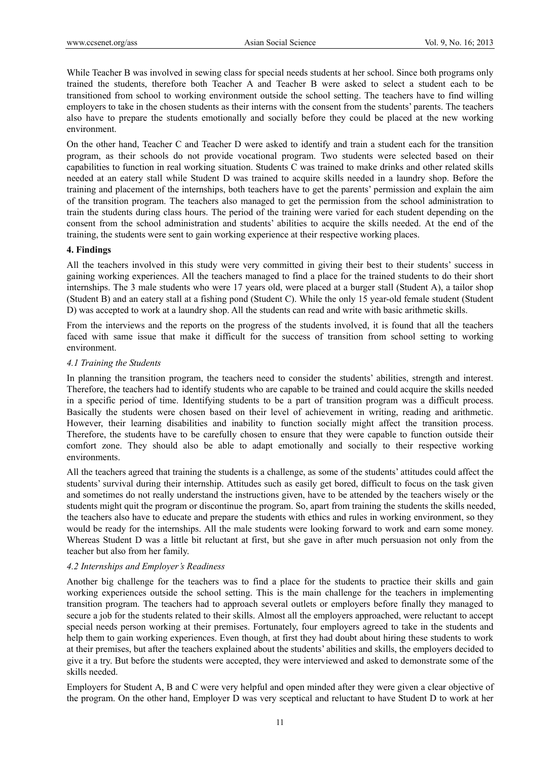While Teacher B was involved in sewing class for special needs students at her school. Since both programs only trained the students, therefore both Teacher A and Teacher B were asked to select a student each to be transitioned from school to working environment outside the school setting. The teachers have to find willing employers to take in the chosen students as their interns with the consent from the students' parents. The teachers also have to prepare the students emotionally and socially before they could be placed at the new working environment.

On the other hand, Teacher C and Teacher D were asked to identify and train a student each for the transition program, as their schools do not provide vocational program. Two students were selected based on their capabilities to function in real working situation. Students C was trained to make drinks and other related skills needed at an eatery stall while Student D was trained to acquire skills needed in a laundry shop. Before the training and placement of the internships, both teachers have to get the parents' permission and explain the aim of the transition program. The teachers also managed to get the permission from the school administration to train the students during class hours. The period of the training were varied for each student depending on the consent from the school administration and students' abilities to acquire the skills needed. At the end of the training, the students were sent to gain working experience at their respective working places.

## 4. Findings

All the teachers involved in this study were very committed in giving their best to their students' success in gaining working experiences. All the teachers managed to find a place for the trained students to do their short internships. The 3 male students who were 17 years old, were placed at a burger stall (Student A), a tailor shop (Student B) and an eatery stall at a fishing pond (Student C). While the only 15 year-old female student (Student D) was accepted to work at a laundry shop. All the students can read and write with basic arithmetic skills.

From the interviews and the reports on the progress of the students involved, it is found that all the teachers faced with same issue that make it difficult for the success of transition from school setting to working environment.

### *4.1 Training the Students*

In planning the transition program, the teachers need to consider the students' abilities, strength and interest. Therefore, the teachers had to identify students who are capable to be trained and could acquire the skills needed in a specific period of time. Identifying students to be a part of transition program was a difficult process. Basically the students were chosen based on their level of achievement in writing, reading and arithmetic. However, their learning disabilities and inability to function socially might affect the transition process. Therefore, the students have to be carefully chosen to ensure that they were capable to function outside their comfort zone. They should also be able to adapt emotionally and socially to their respective working environments.

All the teachers agreed that training the students is a challenge, as some of the students' attitudes could affect the students' survival during their internship. Attitudes such as easily get bored, difficult to focus on the task given and sometimes do not really understand the instructions given, have to be attended by the teachers wisely or the students might quit the program or discontinue the program. So, apart from training the students the skills needed, the teachers also have to educate and prepare the students with ethics and rules in working environment, so they would be ready for the internships. All the male students were looking forward to work and earn some money. Whereas Student D was a little bit reluctant at first, but she gave in after much persuasion not only from the teacher but also from her family.

### *4.2 Internships and Employer's Readiness*

Another big challenge for the teachers was to find a place for the students to practice their skills and gain working experiences outside the school setting. This is the main challenge for the teachers in implementing transition program. The teachers had to approach several outlets or employers before finally they managed to secure a job for the students related to their skills. Almost all the employers approached, were reluctant to accept special needs person working at their premises. Fortunately, four employers agreed to take in the students and help them to gain working experiences. Even though, at first they had doubt about hiring these students to work at their premises, but after the teachers explained about the students' abilities and skills, the employers decided to give it a try. But before the students were accepted, they were interviewed and asked to demonstrate some of the skills needed.

Employers for Student A, B and C were very helpful and open minded after they were given a clear objective of the program. On the other hand, Employer D was very sceptical and reluctant to have Student D to work at her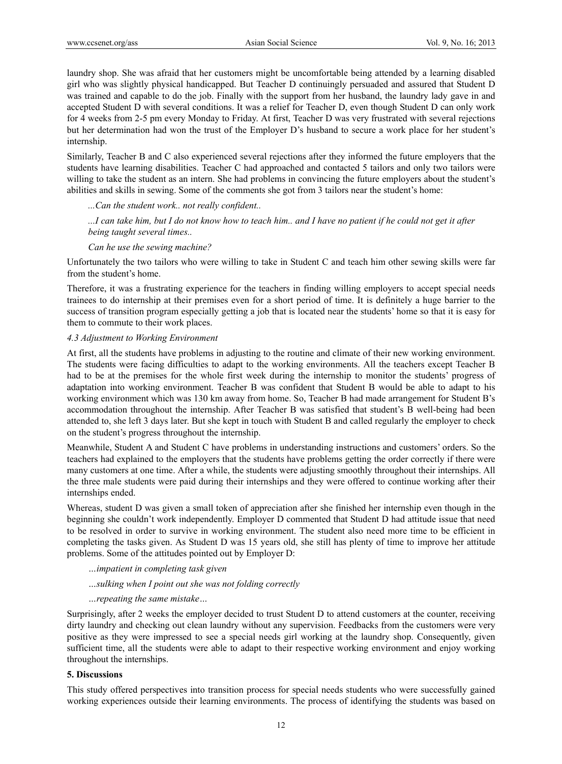laundry shop. She was afraid that her customers might be uncomfortable being attended by a learning disabled girl who was slightly physical handicapped. But Teacher D continuingly persuaded and assured that Student D was trained and capable to do the job. Finally with the support from her husband, the laundry lady gave in and accepted Student D with several conditions. It was a relief for Teacher D, even though Student D can only work for 4 weeks from 2-5 pm every Monday to Friday. At first, Teacher D was very frustrated with several rejections but her determination had won the trust of the Employer D's husband to secure a work place for her student's internship.

Similarly, Teacher B and C also experienced several rejections after they informed the future employers that the students have learning disabilities. Teacher C had approached and contacted 5 tailors and only two tailors were willing to take the student as an intern. She had problems in convincing the future employers about the student's abilities and skills in sewing. Some of the comments she got from 3 tailors near the student's home:

> *...Can the student work.. not really confident..*
>
> *...I can take him, but I do not know how to teach him.. and I have no patient if he could not get it after being taught several times..*
>
> *Can he use the sewing machine?*

Unfortunately the two tailors who were willing to take in Student C and teach him other sewing skills were far from the student's home.

Therefore, it was a frustrating experience for the teachers in finding willing employers to accept special needs trainees to do internship at their premises even for a short period of time. It is definitely a huge barrier to the success of transition program especially getting a job that is located near the students' home so that it is easy for them to commute to their work places.

### *4.3 Adjustment to Working Environment*

At first, all the students have problems in adjusting to the routine and climate of their new working environment. The students were facing difficulties to adapt to the working environments. All the teachers except Teacher B had to be at the premises for the whole first week during the internship to monitor the students' progress of adaptation into working environment. Teacher B was confident that Student B would be able to adapt to his working environment which was 130 km away from home. So, Teacher B had made arrangement for Student B's accommodation throughout the internship. After Teacher B was satisfied that student's B well-being had been attended to, she left 3 days later. But she kept in touch with Student B and called regularly the employer to check on the student's progress throughout the internship.

Meanwhile, Student A and Student C have problems in understanding instructions and customers' orders. So the teachers had explained to the employers that the students have problems getting the order correctly if there were many customers at one time. After a while, the students were adjusting smoothly throughout their internships. All the three male students were paid during their internships and they were offered to continue working after their internships ended.

Whereas, student D was given a small token of appreciation after she finished her internship even though in the beginning she couldn't work independently. Employer D commented that Student D had attitude issue that need to be resolved in order to survive in working environment. The student also need more time to be efficient in completing the tasks given. As Student D was 15 years old, she still has plenty of time to improve her attitude problems. Some of the attitudes pointed out by Employer D:

> *…impatient in completing task given*
>
> *…sulking when I point out she was not folding correctly*
>
> *…repeating the same mistake…*

Surprisingly, after 2 weeks the employer decided to trust Student D to attend customers at the counter, receiving dirty laundry and checking out clean laundry without any supervision. Feedbacks from the customers were very positive as they were impressed to see a special needs girl working at the laundry shop. Consequently, given sufficient time, all the students were able to adapt to their respective working environment and enjoy working throughout the internships.

## 5. Discussions

This study offered perspectives into transition process for special needs students who were successfully gained working experiences outside their learning environments. The process of identifying the students was based on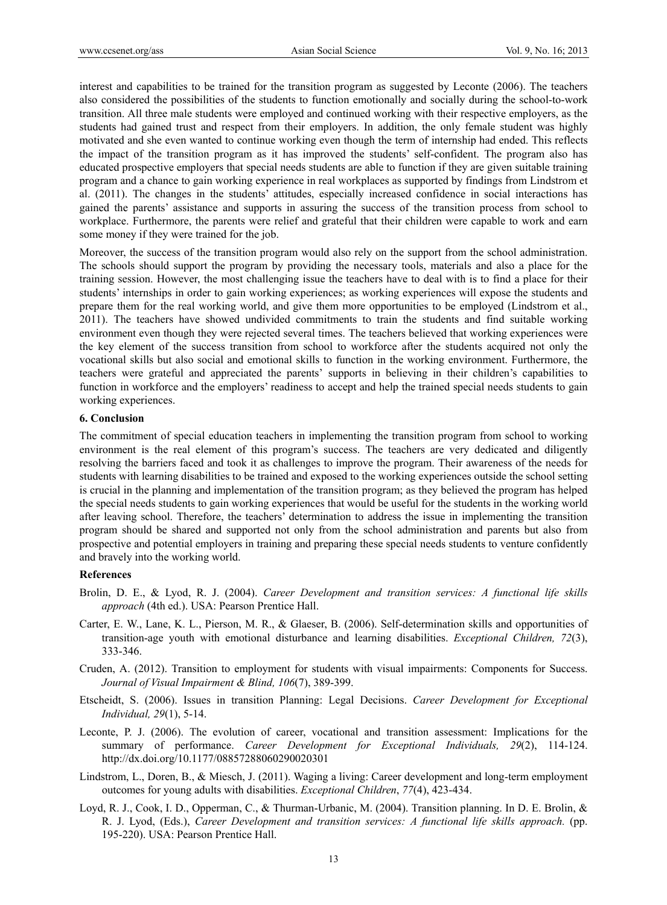interest and capabilities to be trained for the transition program as suggested by Leconte (2006). The teachers also considered the possibilities of the students to function emotionally and socially during the school-to-work transition. All three male students were employed and continued working with their respective employers, as the students had gained trust and respect from their employers. In addition, the only female student was highly motivated and she even wanted to continue working even though the term of internship had ended. This reflects the impact of the transition program as it has improved the students' self-confident. The program also has educated prospective employers that special needs students are able to function if they are given suitable training program and a chance to gain working experience in real workplaces as supported by findings from Lindstrom et al. (2011). The changes in the students' attitudes, especially increased confidence in social interactions has gained the parents' assistance and supports in assuring the success of the transition process from school to workplace. Furthermore, the parents were relief and grateful that their children were capable to work and earn some money if they were trained for the job.

Moreover, the success of the transition program would also rely on the support from the school administration. The schools should support the program by providing the necessary tools, materials and also a place for the training session. However, the most challenging issue the teachers have to deal with is to find a place for their students' internships in order to gain working experiences; as working experiences will expose the students and prepare them for the real working world, and give them more opportunities to be employed (Lindstrom et al., 2011). The teachers have showed undivided commitments to train the students and find suitable working environment even though they were rejected several times. The teachers believed that working experiences were the key element of the success transition from school to workforce after the students acquired not only the vocational skills but also social and emotional skills to function in the working environment. Furthermore, the teachers were grateful and appreciated the parents' supports in believing in their children's capabilities to function in workforce and the employers' readiness to accept and help the trained special needs students to gain working experiences.

## 6. Conclusion

The commitment of special education teachers in implementing the transition program from school to working environment is the real element of this program's success. The teachers are very dedicated and diligently resolving the barriers faced and took it as challenges to improve the program. Their awareness of the needs for students with learning disabilities to be trained and exposed to the working experiences outside the school setting is crucial in the planning and implementation of the transition program; as they believed the program has helped the special needs students to gain working experiences that would be useful for the students in the working world after leaving school. Therefore, the teachers' determination to address the issue in implementing the transition program should be shared and supported not only from the school administration and parents but also from prospective and potential employers in training and preparing these special needs students to venture confidently and bravely into the working world.

## References

Brolin, D. E., & Lyod, R. J. (2004). *Career Development and transition services: A functional life skills approach* (4th ed.). USA: Pearson Prentice Hall.

Carter, E. W., Lane, K. L., Pierson, M. R., & Glaeser, B. (2006). Self-determination skills and opportunities of transition-age youth with emotional disturbance and learning disabilities. *Exceptional Children, 72*(3), 333-346.

Cruden, A. (2012). Transition to employment for students with visual impairments: Components for Success. *Journal of Visual Impairment & Blind, 106*(7), 389-399.

Etscheidt, S. (2006). Issues in transition Planning: Legal Decisions. *Career Development for Exceptional Individual, 29*(1), 5-14.

Leconte, P. J. (2006). The evolution of career, vocational and transition assessment: Implications for the summary of performance. *Career Development for Exceptional Individuals, 29*(2), 114-124. http://dx.doi.org/10.1177/08857288060290020301

Lindstrom, L., Doren, B., & Miesch, J. (2011). Waging a living: Career development and long-term employment outcomes for young adults with disabilities. *Exceptional Children*, *77*(4), 423-434.

Loyd, R. J., Cook, I. D., Opperman, C., & Thurman-Urbanic, M. (2004). Transition planning. In D. E. Brolin, & R. J. Lyod, (Eds.), *Career Development and transition services: A functional life skills approach.* (pp. 195-220). USA: Pearson Prentice Hall.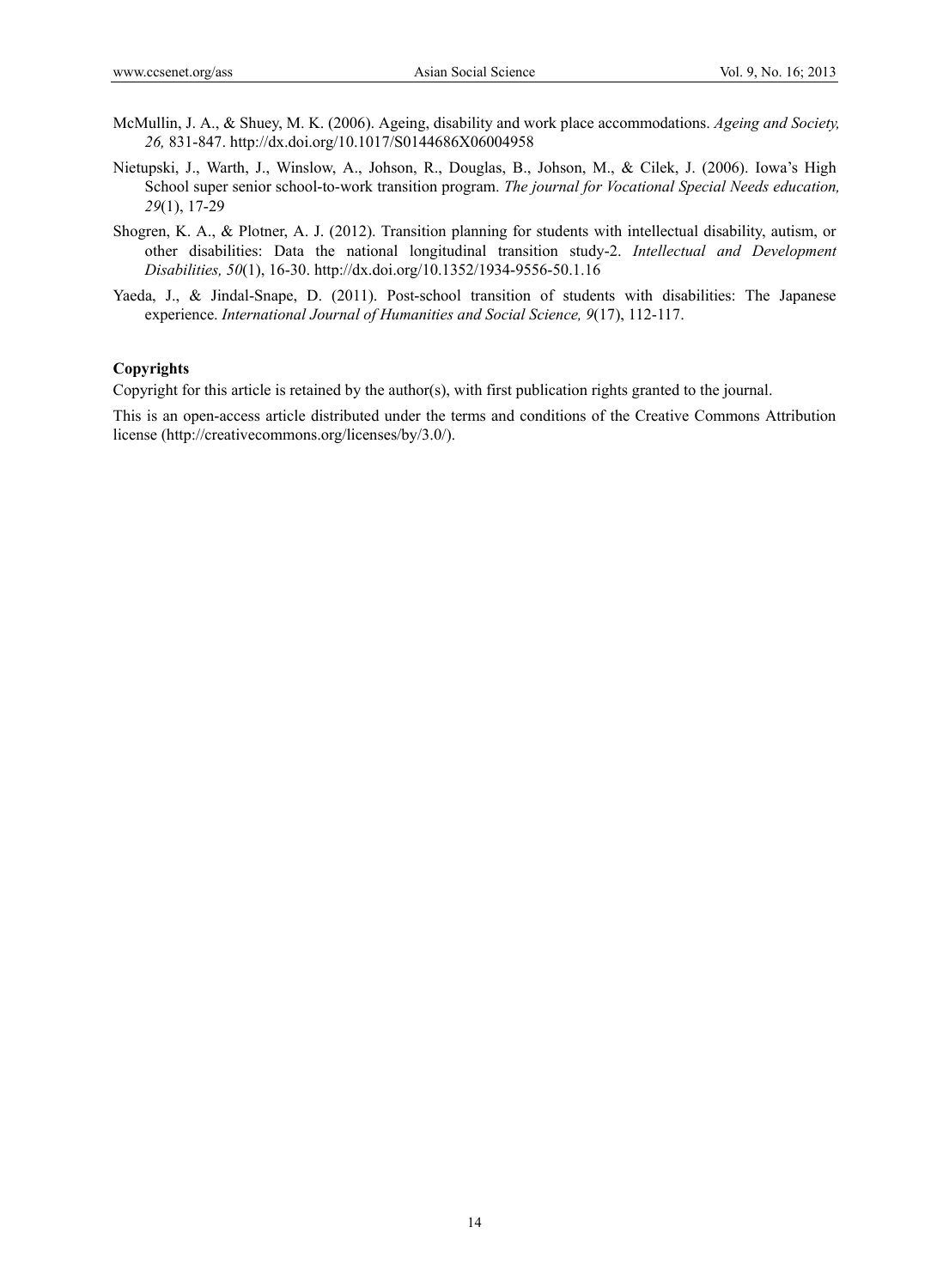McMullin, J. A., & Shuey, M. K. (2006). Ageing, disability and work place accommodations. *Ageing and Society, 26,* 831-847. http://dx.doi.org/10.1017/S0144686X06004958

Nietupski, J., Warth, J., Winslow, A., Johson, R., Douglas, B., Johson, M., & Cilek, J. (2006). Iowa's High School super senior school-to-work transition program. *The journal for Vocational Special Needs education, 29*(1), 17-29

Shogren, K. A., & Plotner, A. J. (2012). Transition planning for students with intellectual disability, autism, or other disabilities: Data the national longitudinal transition study-2. *Intellectual and Development Disabilities, 50*(1), 16-30. http://dx.doi.org/10.1352/1934-9556-50.1.16

Yaeda, J., & Jindal-Snape, D. (2011). Post-school transition of students with disabilities: The Japanese experience. *International Journal of Humanities and Social Science, 9*(17), 112-117.

**Copyrights**

Copyright for this article is retained by the author(s), with first publication rights granted to the journal.

This is an open-access article distributed under the terms and conditions of the Creative Commons Attribution license (http://creativecommons.org/licenses/by/3.0/).